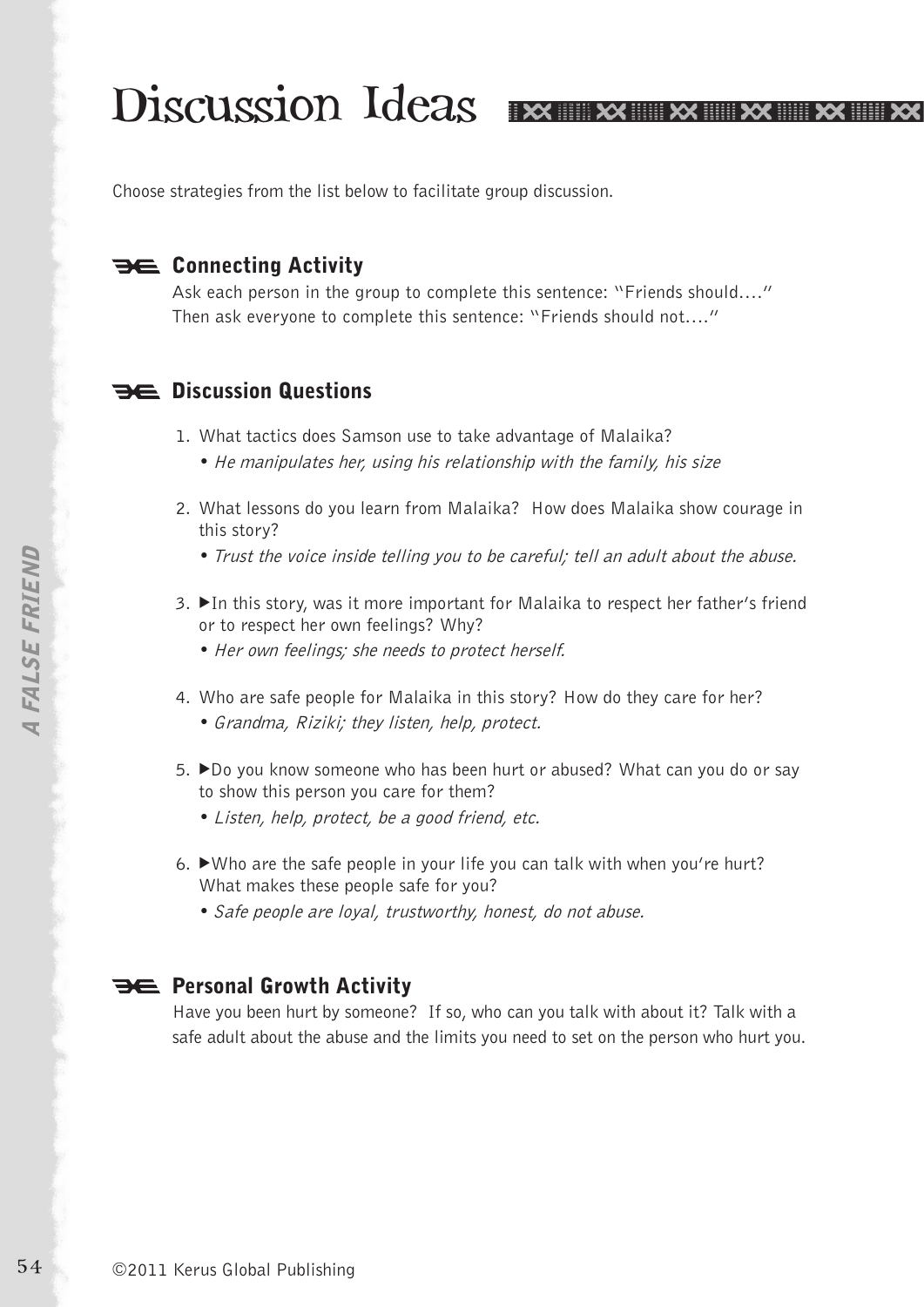# Discussion Ideas

Choose strategies from the list below to facilitate group discussion.

## Connecting Activity

Ask each person in the group to complete this sentence: "Friends should...."
Then ask everyone to complete this sentence: "Friends should not...."

## Discussion Questions

1. What tactics does Samson use to take advantage of Malaika?
   - *He manipulates her, using his relationship with the family, his size*
2. What lessons do you learn from Malaika? How does Malaika show courage in this story?
   - *Trust the voice inside telling you to be careful; tell an adult about the abuse.*
3. ▶In this story, was it more important for Malaika to respect her father's friend or to respect her own feelings? Why?
   - *Her own feelings; she needs to protect herself.*
4. Who are safe people for Malaika in this story? How do they care for her?
   - *Grandma, Riziki; they listen, help, protect.*
5. ▶Do you know someone who has been hurt or abused? What can you do or say to show this person you care for them?
   - *Listen, help, protect, be a good friend, etc.*
6. ▶Who are the safe people in your life you can talk with when you're hurt? What makes these people safe for you?
   - *Safe people are loyal, trustworthy, honest, do not abuse.*

## Personal Growth Activity

Have you been hurt by someone? If so, who can you talk with about it? Talk with a safe adult about the abuse and the limits you need to set on the person who hurt you.

©2011 Kerus Global Publishing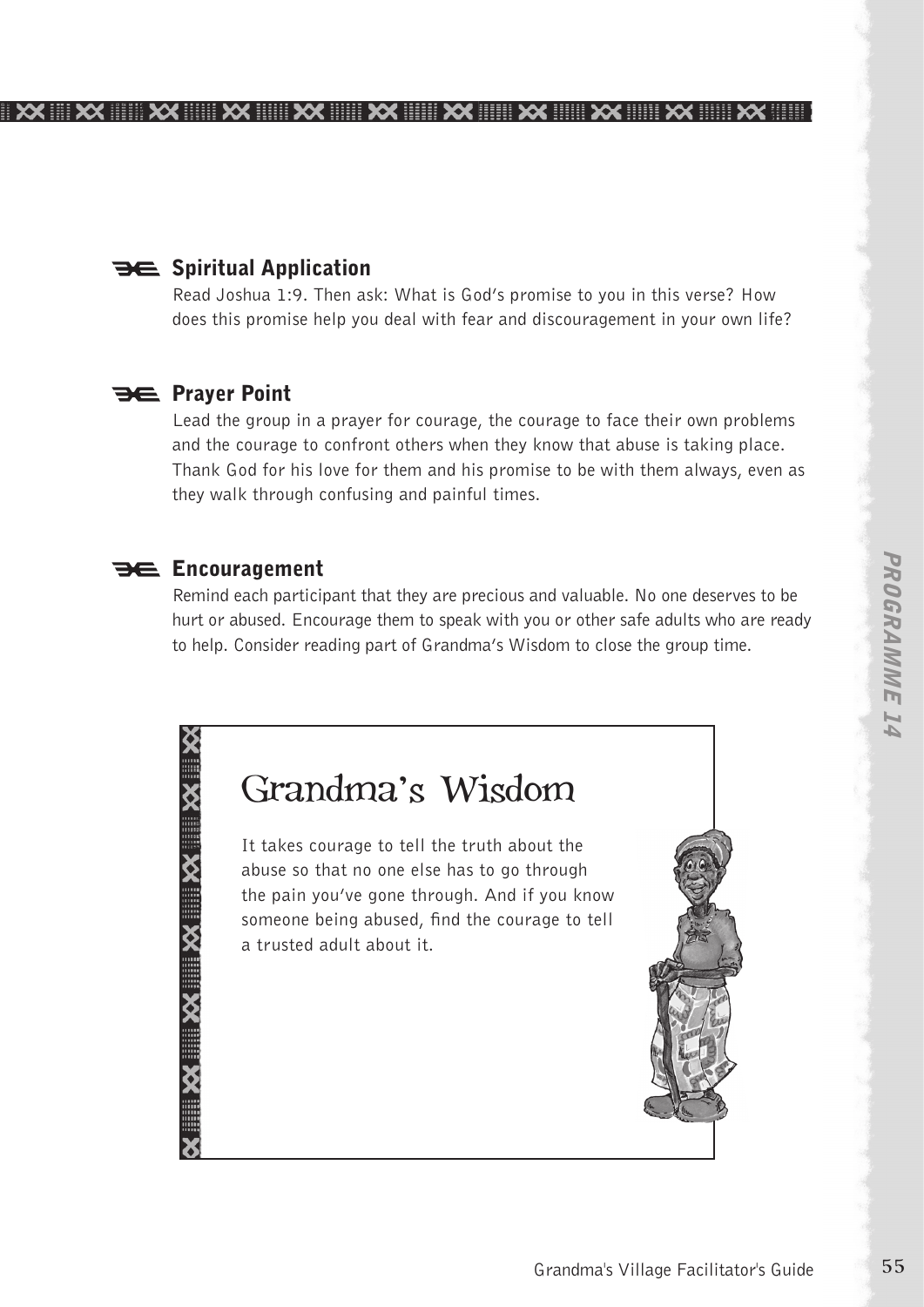## Spiritual Application

Read Joshua 1:9. Then ask: What is God's promise to you in this verse? How does this promise help you deal with fear and discouragement in your own life?

## Prayer Point

Lead the group in a prayer for courage, the courage to face their own problems and the courage to confront others when they know that abuse is taking place. Thank God for his love for them and his promise to be with them always, even as they walk through confusing and painful times.

## Encouragement

Remind each participant that they are precious and valuable. No one deserves to be hurt or abused. Encourage them to speak with you or other safe adults who are ready to help. Consider reading part of Grandma's Wisdom to close the group time.

## Grandma's Wisdom

It takes courage to tell the truth about the abuse so that no one else has to go through the pain you've gone through. And if you know someone being abused, find the courage to tell a trusted adult about it.